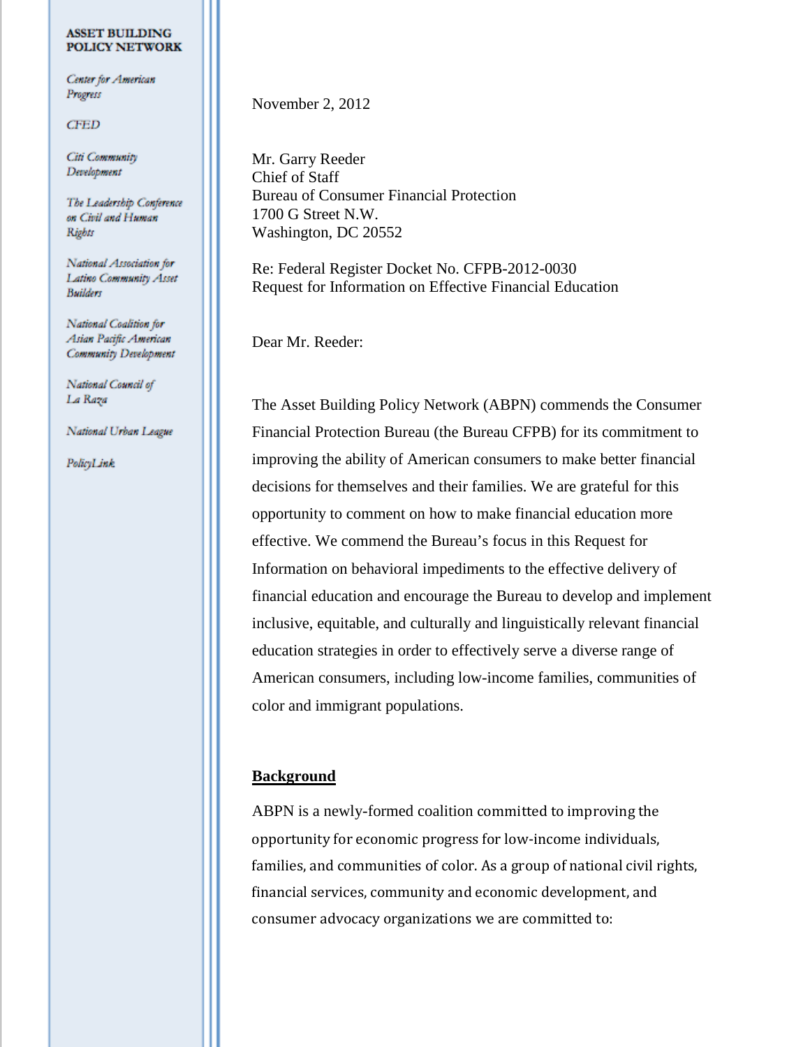**ASSET BUILDING POLICY NETWORK**

*Center for American Progress*

*CFED*

*Citi Community Development*

*The Leadership Conference on Civil and Human Rights*

*National Association for Latino Community Asset Builders*

*National Coalition for Asian Pacific American Community Development*

*National Council of La Raza*

*National Urban League*

*PolicyLink*

November 2, 2012

Mr. Garry Reeder
Chief of Staff
Bureau of Consumer Financial Protection
1700 G Street N.W.
Washington, DC 20552

Re: Federal Register Docket No. CFPB-2012-0030
Request for Information on Effective Financial Education

Dear Mr. Reeder:

The Asset Building Policy Network (ABPN) commends the Consumer Financial Protection Bureau (the Bureau CFPB) for its commitment to improving the ability of American consumers to make better financial decisions for themselves and their families. We are grateful for this opportunity to comment on how to make financial education more effective. We commend the Bureau's focus in this Request for Information on behavioral impediments to the effective delivery of financial education and encourage the Bureau to develop and implement inclusive, equitable, and culturally and linguistically relevant financial education strategies in order to effectively serve a diverse range of American consumers, including low-income families, communities of color and immigrant populations.

## Background

ABPN is a newly-formed coalition committed to improving the opportunity for economic progress for low-income individuals, families, and communities of color. As a group of national civil rights, financial services, community and economic development, and consumer advocacy organizations we are committed to: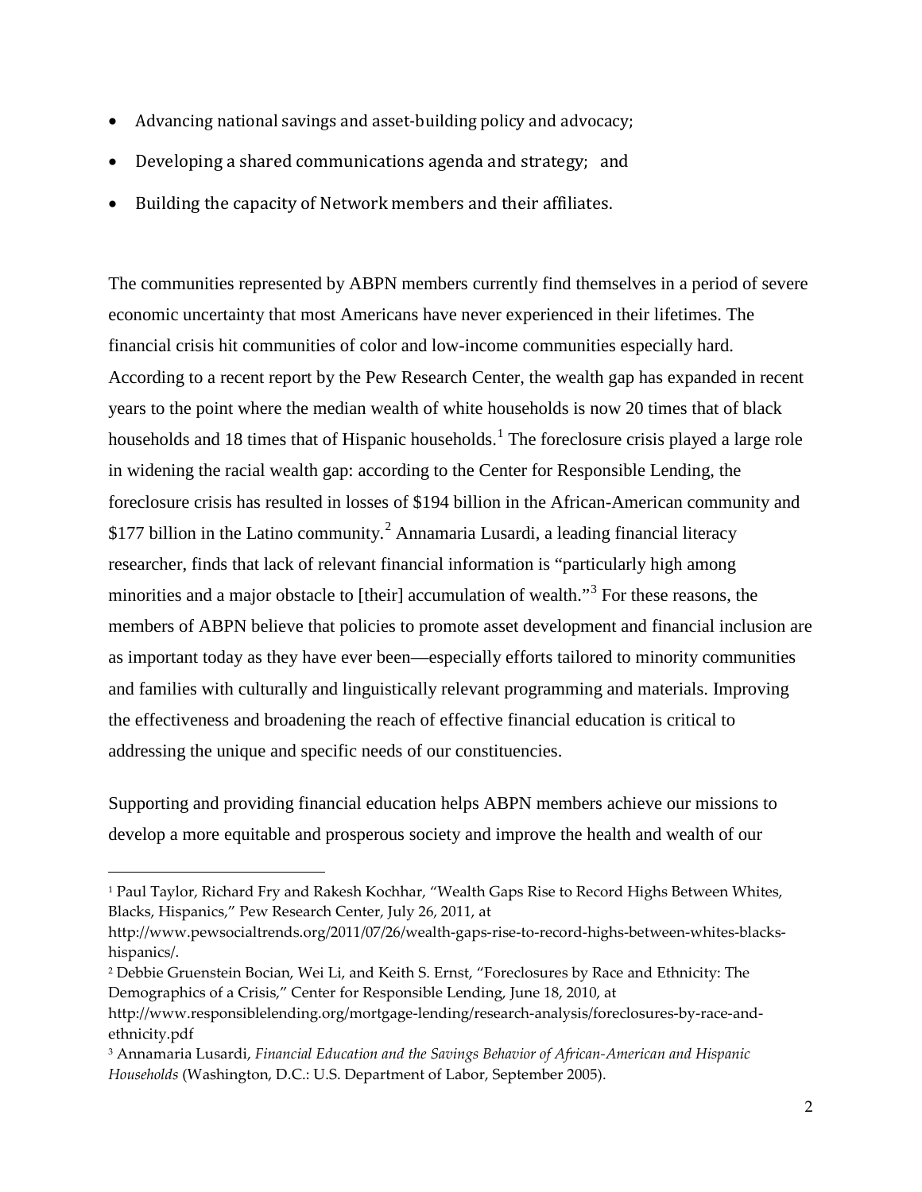- Advancing national savings and asset-building policy and advocacy;
- Developing a shared communications agenda and strategy; and
- Building the capacity of Network members and their affiliates.

The communities represented by ABPN members currently find themselves in a period of severe economic uncertainty that most Americans have never experienced in their lifetimes. The financial crisis hit communities of color and low-income communities especially hard. According to a recent report by the Pew Research Center, the wealth gap has expanded in recent years to the point where the median wealth of white households is now 20 times that of black households and 18 times that of Hispanic households.[1] The foreclosure crisis played a large role in widening the racial wealth gap: according to the Center for Responsible Lending, the foreclosure crisis has resulted in losses of $194 billion in the African-American community and $177 billion in the Latino community.[2] Annamaria Lusardi, a leading financial literacy researcher, finds that lack of relevant financial information is "particularly high among minorities and a major obstacle to [their] accumulation of wealth."[3] For these reasons, the members of ABPN believe that policies to promote asset development and financial inclusion are as important today as they have ever been—especially efforts tailored to minority communities and families with culturally and linguistically relevant programming and materials. Improving the effectiveness and broadening the reach of effective financial education is critical to addressing the unique and specific needs of our constituencies.

Supporting and providing financial education helps ABPN members achieve our missions to develop a more equitable and prosperous society and improve the health and wealth of our

---

[1] Paul Taylor, Richard Fry and Rakesh Kochhar, "Wealth Gaps Rise to Record Highs Between Whites, Blacks, Hispanics," Pew Research Center, July 26, 2011, at http://www.pewsocialtrends.org/2011/07/26/wealth-gaps-rise-to-record-highs-between-whites-blacks-hispanics/.

[2] Debbie Gruenstein Bocian, Wei Li, and Keith S. Ernst, "Foreclosures by Race and Ethnicity: The Demographics of a Crisis," Center for Responsible Lending, June 18, 2010, at http://www.responsiblelending.org/mortgage-lending/research-analysis/foreclosures-by-race-and-ethnicity.pdf

[3] Annamaria Lusardi, *Financial Education and the Savings Behavior of African-American and Hispanic Households* (Washington, D.C.: U.S. Department of Labor, September 2005).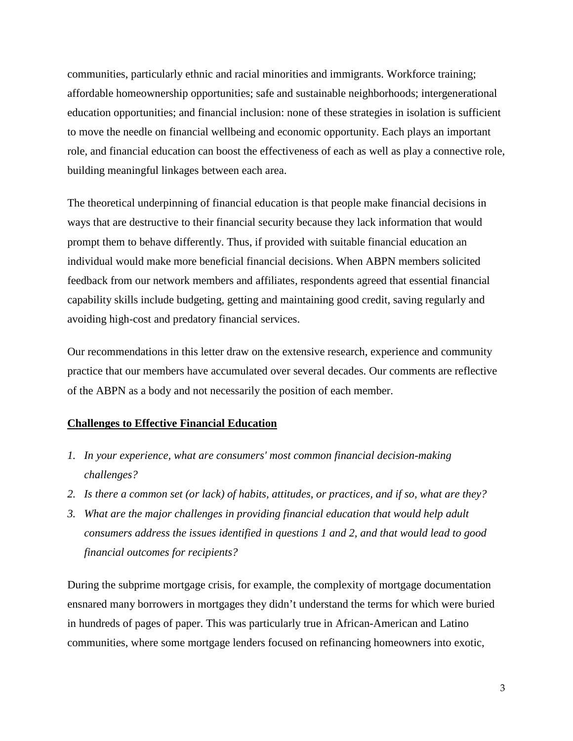communities, particularly ethnic and racial minorities and immigrants. Workforce training; affordable homeownership opportunities; safe and sustainable neighborhoods; intergenerational education opportunities; and financial inclusion: none of these strategies in isolation is sufficient to move the needle on financial wellbeing and economic opportunity. Each plays an important role, and financial education can boost the effectiveness of each as well as play a connective role, building meaningful linkages between each area.

The theoretical underpinning of financial education is that people make financial decisions in ways that are destructive to their financial security because they lack information that would prompt them to behave differently. Thus, if provided with suitable financial education an individual would make more beneficial financial decisions. When ABPN members solicited feedback from our network members and affiliates, respondents agreed that essential financial capability skills include budgeting, getting and maintaining good credit, saving regularly and avoiding high-cost and predatory financial services.

Our recommendations in this letter draw on the extensive research, experience and community practice that our members have accumulated over several decades. Our comments are reflective of the ABPN as a body and not necessarily the position of each member.

## Challenges to Effective Financial Education

1. *In your experience, what are consumers' most common financial decision-making challenges?*
2. *Is there a common set (or lack) of habits, attitudes, or practices, and if so, what are they?*
3. *What are the major challenges in providing financial education that would help adult consumers address the issues identified in questions 1 and 2, and that would lead to good financial outcomes for recipients?*

During the subprime mortgage crisis, for example, the complexity of mortgage documentation ensnared many borrowers in mortgages they didn't understand the terms for which were buried in hundreds of pages of paper. This was particularly true in African-American and Latino communities, where some mortgage lenders focused on refinancing homeowners into exotic,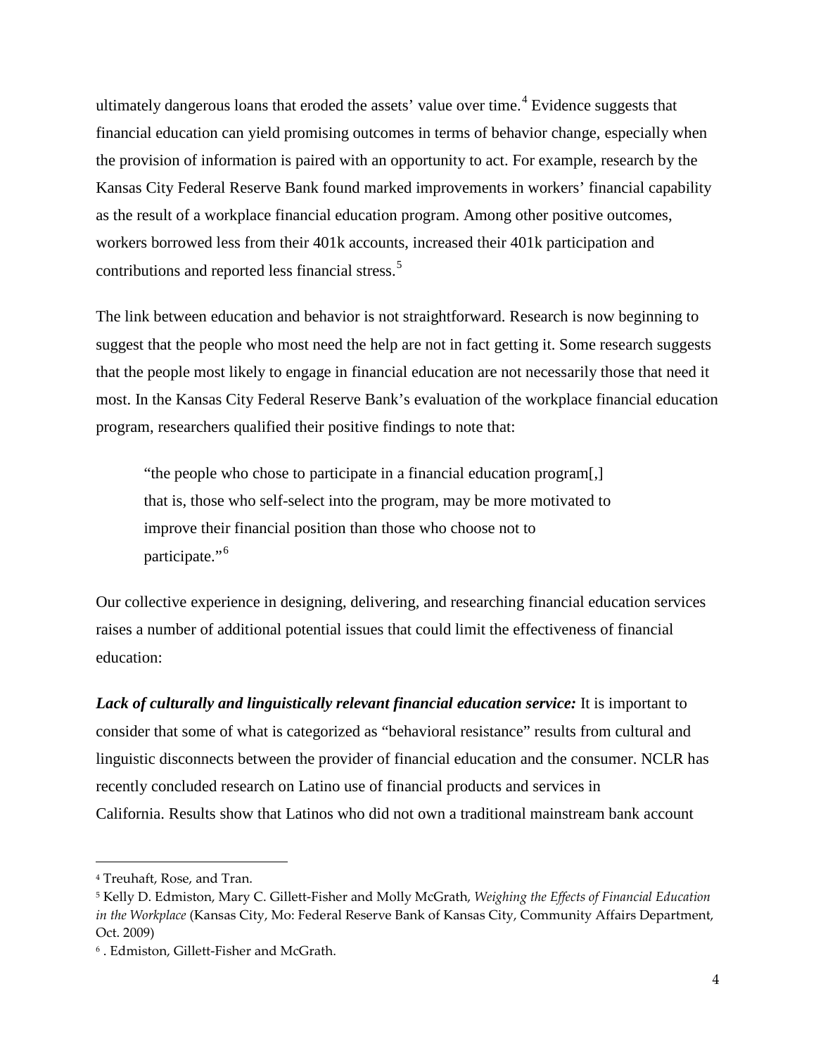ultimately dangerous loans that eroded the assets' value over time.[4] Evidence suggests that financial education can yield promising outcomes in terms of behavior change, especially when the provision of information is paired with an opportunity to act. For example, research by the Kansas City Federal Reserve Bank found marked improvements in workers' financial capability as the result of a workplace financial education program. Among other positive outcomes, workers borrowed less from their 401k accounts, increased their 401k participation and contributions and reported less financial stress.[5]

The link between education and behavior is not straightforward. Research is now beginning to suggest that the people who most need the help are not in fact getting it. Some research suggests that the people most likely to engage in financial education are not necessarily those that need it most. In the Kansas City Federal Reserve Bank's evaluation of the workplace financial education program, researchers qualified their positive findings to note that:

> "the people who chose to participate in a financial education program[,] that is, those who self-select into the program, may be more motivated to improve their financial position than those who choose not to participate."[6]

Our collective experience in designing, delivering, and researching financial education services raises a number of additional potential issues that could limit the effectiveness of financial education:

***Lack of culturally and linguistically relevant financial education service:*** It is important to consider that some of what is categorized as "behavioral resistance" results from cultural and linguistic disconnects between the provider of financial education and the consumer. NCLR has recently concluded research on Latino use of financial products and services in California. Results show that Latinos who did not own a traditional mainstream bank account

---

[4] Treuhaft, Rose, and Tran.

[5] Kelly D. Edmiston, Mary C. Gillett-Fisher and Molly McGrath, *Weighing the Effects of Financial Education in the Workplace* (Kansas City, Mo: Federal Reserve Bank of Kansas City, Community Affairs Department, Oct. 2009)

[6] . Edmiston, Gillett-Fisher and McGrath.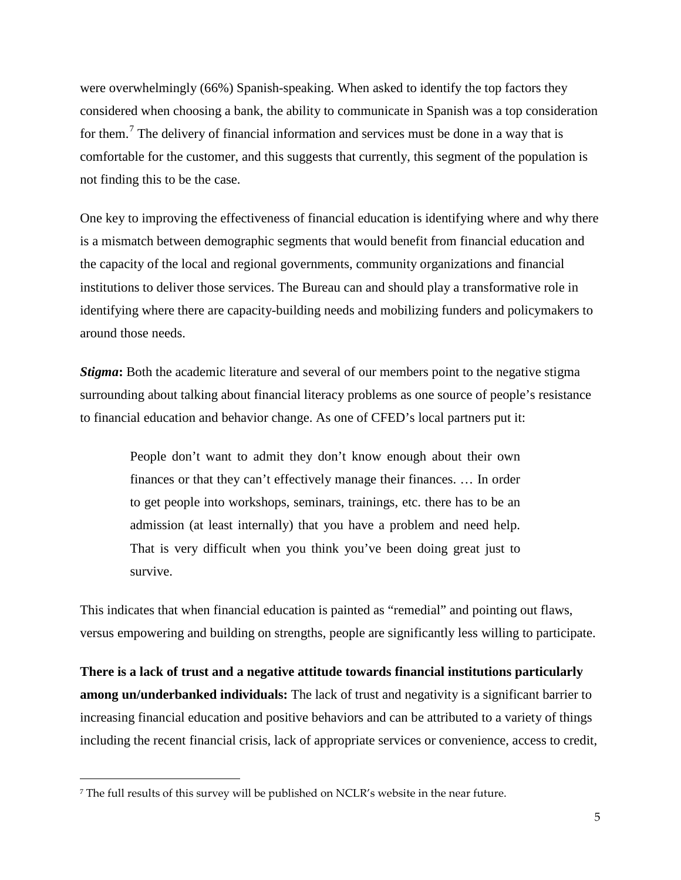were overwhelmingly (66%) Spanish-speaking. When asked to identify the top factors they considered when choosing a bank, the ability to communicate in Spanish was a top consideration for them.[7] The delivery of financial information and services must be done in a way that is comfortable for the customer, and this suggests that currently, this segment of the population is not finding this to be the case.

One key to improving the effectiveness of financial education is identifying where and why there is a mismatch between demographic segments that would benefit from financial education and the capacity of the local and regional governments, community organizations and financial institutions to deliver those services. The Bureau can and should play a transformative role in identifying where there are capacity-building needs and mobilizing funders and policymakers to around those needs.

***Stigma*:** Both the academic literature and several of our members point to the negative stigma surrounding about talking about financial literacy problems as one source of people's resistance to financial education and behavior change. As one of CFED's local partners put it:

> People don't want to admit they don't know enough about their own finances or that they can't effectively manage their finances. … In order to get people into workshops, seminars, trainings, etc. there has to be an admission (at least internally) that you have a problem and need help. That is very difficult when you think you've been doing great just to survive.

This indicates that when financial education is painted as "remedial" and pointing out flaws, versus empowering and building on strengths, people are significantly less willing to participate.

**There is a lack of trust and a negative attitude towards financial institutions particularly among un/underbanked individuals:** The lack of trust and negativity is a significant barrier to increasing financial education and positive behaviors and can be attributed to a variety of things including the recent financial crisis, lack of appropriate services or convenience, access to credit,

---

[7] The full results of this survey will be published on NCLR's website in the near future.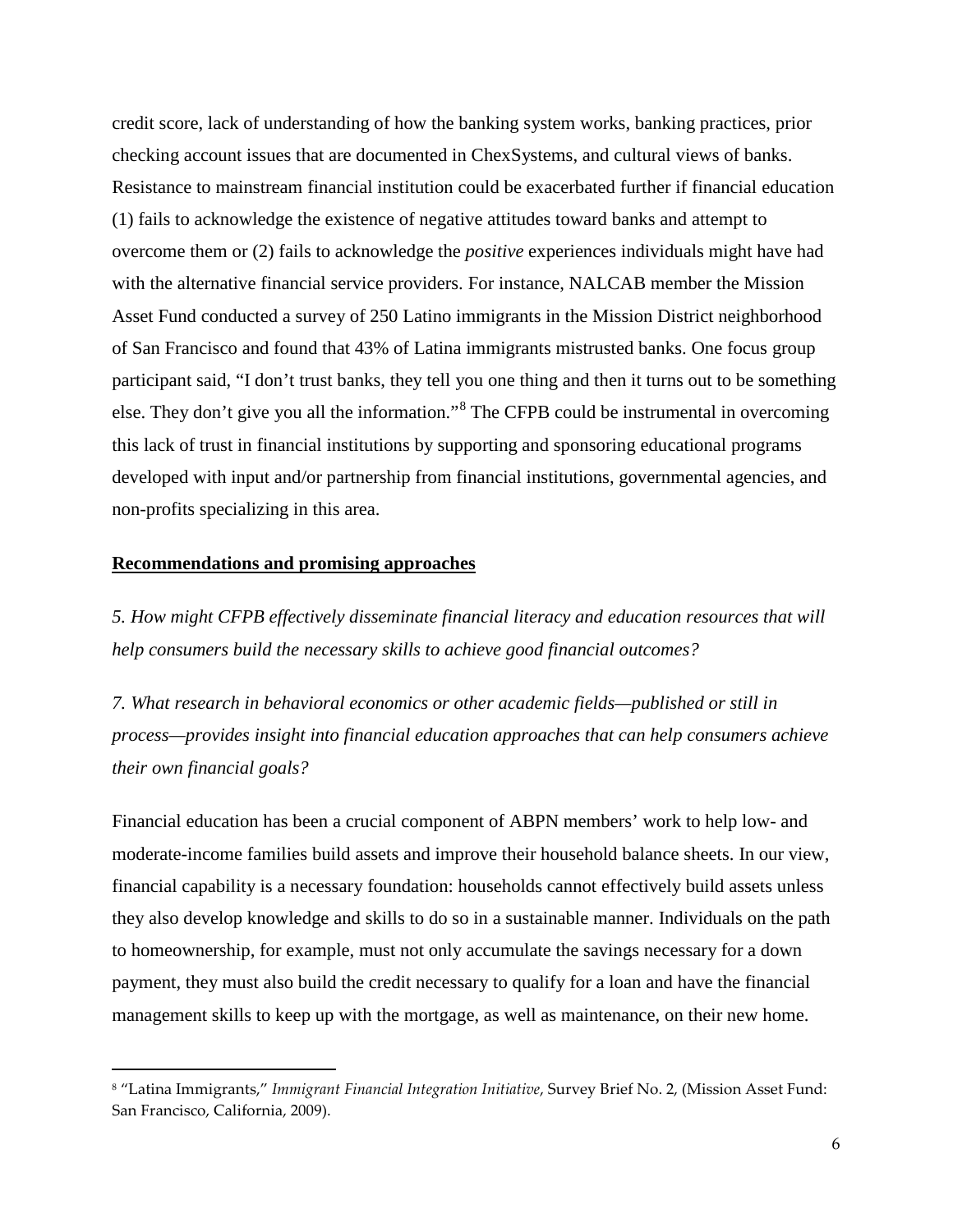credit score, lack of understanding of how the banking system works, banking practices, prior checking account issues that are documented in ChexSystems, and cultural views of banks. Resistance to mainstream financial institution could be exacerbated further if financial education (1) fails to acknowledge the existence of negative attitudes toward banks and attempt to overcome them or (2) fails to acknowledge the *positive* experiences individuals might have had with the alternative financial service providers. For instance, NALCAB member the Mission Asset Fund conducted a survey of 250 Latino immigrants in the Mission District neighborhood of San Francisco and found that 43% of Latina immigrants mistrusted banks. One focus group participant said, "I don't trust banks, they tell you one thing and then it turns out to be something else. They don't give you all the information."[8] The CFPB could be instrumental in overcoming this lack of trust in financial institutions by supporting and sponsoring educational programs developed with input and/or partnership from financial institutions, governmental agencies, and non-profits specializing in this area.

## Recommendations and promising approaches

*5. How might CFPB effectively disseminate financial literacy and education resources that will help consumers build the necessary skills to achieve good financial outcomes?*

*7. What research in behavioral economics or other academic fields—published or still in process—provides insight into financial education approaches that can help consumers achieve their own financial goals?*

Financial education has been a crucial component of ABPN members' work to help low- and moderate-income families build assets and improve their household balance sheets. In our view, financial capability is a necessary foundation: households cannot effectively build assets unless they also develop knowledge and skills to do so in a sustainable manner. Individuals on the path to homeownership, for example, must not only accumulate the savings necessary for a down payment, they must also build the credit necessary to qualify for a loan and have the financial management skills to keep up with the mortgage, as well as maintenance, on their new home.

---

[8] "Latina Immigrants," *Immigrant Financial Integration Initiative*, Survey Brief No. 2, (Mission Asset Fund: San Francisco, California, 2009).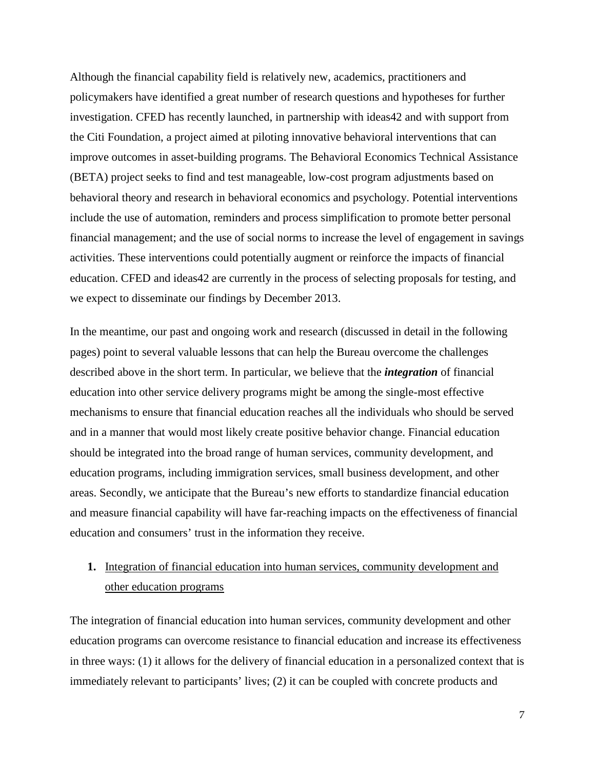Although the financial capability field is relatively new, academics, practitioners and policymakers have identified a great number of research questions and hypotheses for further investigation. CFED has recently launched, in partnership with ideas42 and with support from the Citi Foundation, a project aimed at piloting innovative behavioral interventions that can improve outcomes in asset-building programs. The Behavioral Economics Technical Assistance (BETA) project seeks to find and test manageable, low-cost program adjustments based on behavioral theory and research in behavioral economics and psychology. Potential interventions include the use of automation, reminders and process simplification to promote better personal financial management; and the use of social norms to increase the level of engagement in savings activities. These interventions could potentially augment or reinforce the impacts of financial education. CFED and ideas42 are currently in the process of selecting proposals for testing, and we expect to disseminate our findings by December 2013.

In the meantime, our past and ongoing work and research (discussed in detail in the following pages) point to several valuable lessons that can help the Bureau overcome the challenges described above in the short term. In particular, we believe that the ***integration*** of financial education into other service delivery programs might be among the single-most effective mechanisms to ensure that financial education reaches all the individuals who should be served and in a manner that would most likely create positive behavior change. Financial education should be integrated into the broad range of human services, community development, and education programs, including immigration services, small business development, and other areas. Secondly, we anticipate that the Bureau's new efforts to standardize financial education and measure financial capability will have far-reaching impacts on the effectiveness of financial education and consumers' trust in the information they receive.

**1.** <u>Integration of financial education into human services, community development and other education programs</u>

The integration of financial education into human services, community development and other education programs can overcome resistance to financial education and increase its effectiveness in three ways: (1) it allows for the delivery of financial education in a personalized context that is immediately relevant to participants' lives; (2) it can be coupled with concrete products and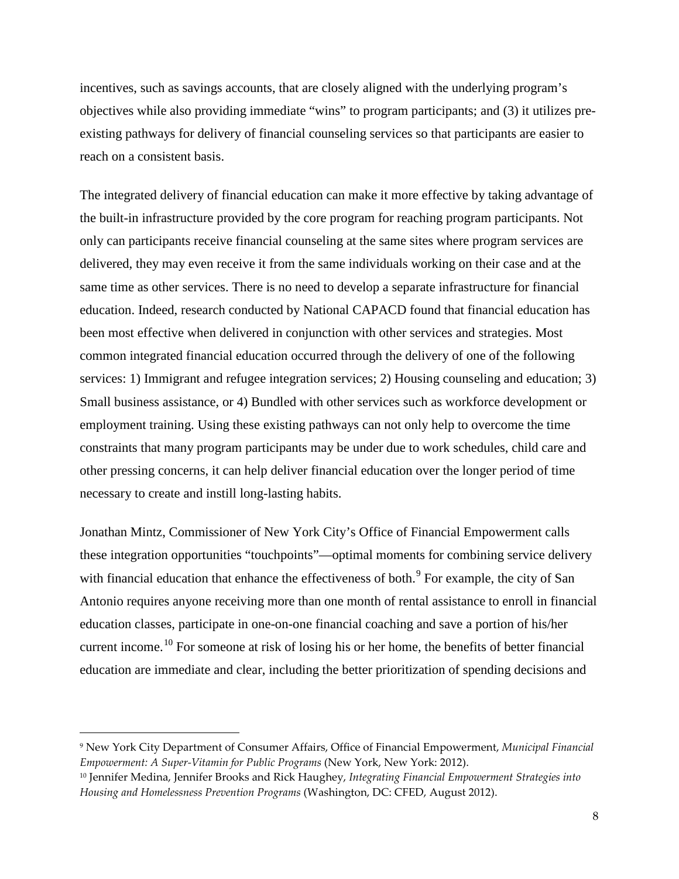incentives, such as savings accounts, that are closely aligned with the underlying program's objectives while also providing immediate "wins" to program participants; and (3) it utilizes pre-existing pathways for delivery of financial counseling services so that participants are easier to reach on a consistent basis.

The integrated delivery of financial education can make it more effective by taking advantage of the built-in infrastructure provided by the core program for reaching program participants. Not only can participants receive financial counseling at the same sites where program services are delivered, they may even receive it from the same individuals working on their case and at the same time as other services. There is no need to develop a separate infrastructure for financial education. Indeed, research conducted by National CAPACD found that financial education has been most effective when delivered in conjunction with other services and strategies. Most common integrated financial education occurred through the delivery of one of the following services: 1) Immigrant and refugee integration services; 2) Housing counseling and education; 3) Small business assistance, or 4) Bundled with other services such as workforce development or employment training. Using these existing pathways can not only help to overcome the time constraints that many program participants may be under due to work schedules, child care and other pressing concerns, it can help deliver financial education over the longer period of time necessary to create and instill long-lasting habits.

Jonathan Mintz, Commissioner of New York City's Office of Financial Empowerment calls these integration opportunities "touchpoints"—optimal moments for combining service delivery with financial education that enhance the effectiveness of both.[9] For example, the city of San Antonio requires anyone receiving more than one month of rental assistance to enroll in financial education classes, participate in one-on-one financial coaching and save a portion of his/her current income.[10] For someone at risk of losing his or her home, the benefits of better financial education are immediate and clear, including the better prioritization of spending decisions and

[9] New York City Department of Consumer Affairs, Office of Financial Empowerment, *Municipal Financial Empowerment: A Super-Vitamin for Public Programs* (New York, New York: 2012).

[10] Jennifer Medina, Jennifer Brooks and Rick Haughey, *Integrating Financial Empowerment Strategies into Housing and Homelessness Prevention Programs* (Washington, DC: CFED, August 2012).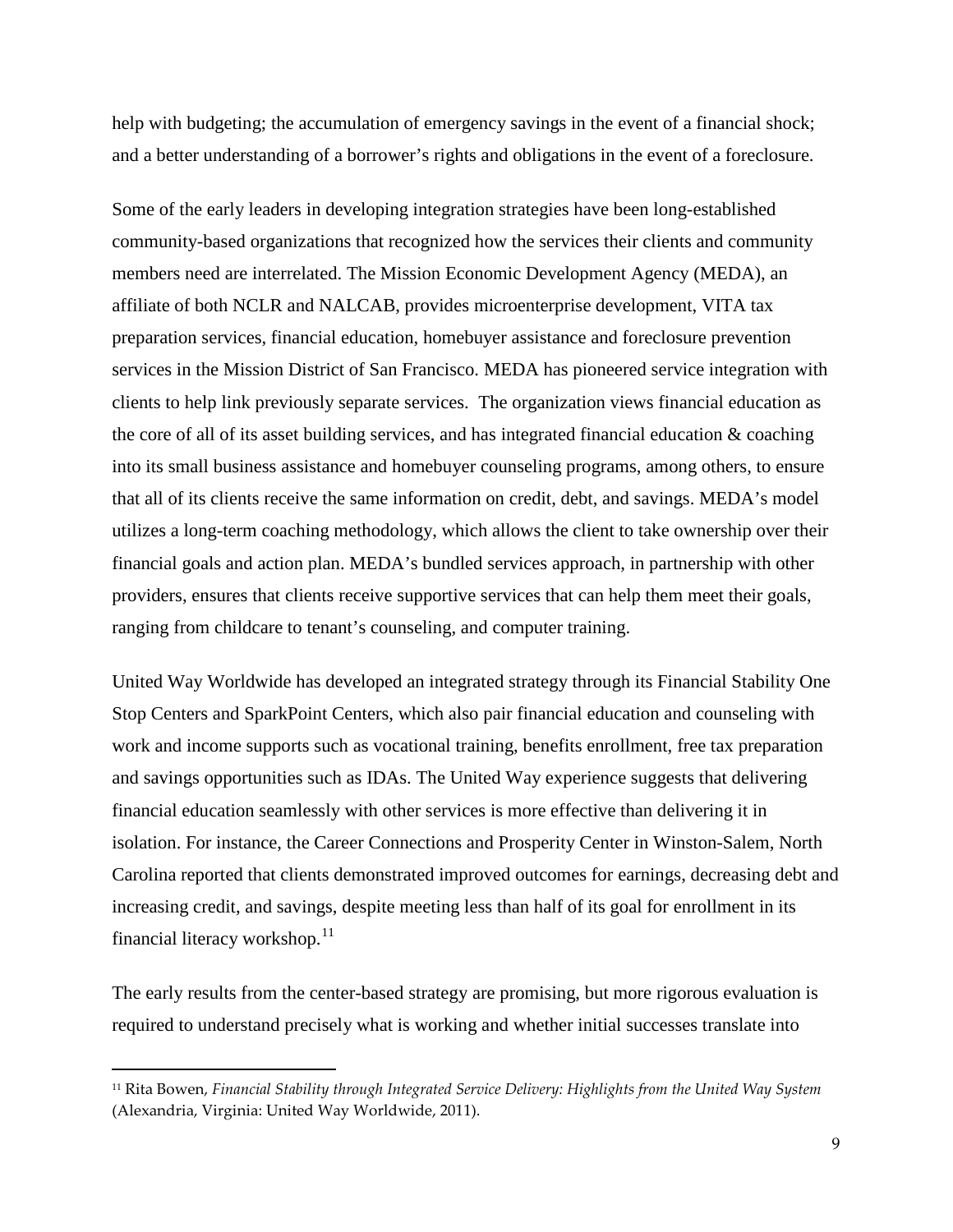help with budgeting; the accumulation of emergency savings in the event of a financial shock; and a better understanding of a borrower's rights and obligations in the event of a foreclosure.

Some of the early leaders in developing integration strategies have been long-established community-based organizations that recognized how the services their clients and community members need are interrelated. The Mission Economic Development Agency (MEDA), an affiliate of both NCLR and NALCAB, provides microenterprise development, VITA tax preparation services, financial education, homebuyer assistance and foreclosure prevention services in the Mission District of San Francisco. MEDA has pioneered service integration with clients to help link previously separate services. The organization views financial education as the core of all of its asset building services, and has integrated financial education & coaching into its small business assistance and homebuyer counseling programs, among others, to ensure that all of its clients receive the same information on credit, debt, and savings. MEDA's model utilizes a long-term coaching methodology, which allows the client to take ownership over their financial goals and action plan. MEDA's bundled services approach, in partnership with other providers, ensures that clients receive supportive services that can help them meet their goals, ranging from childcare to tenant's counseling, and computer training.

United Way Worldwide has developed an integrated strategy through its Financial Stability One Stop Centers and SparkPoint Centers, which also pair financial education and counseling with work and income supports such as vocational training, benefits enrollment, free tax preparation and savings opportunities such as IDAs. The United Way experience suggests that delivering financial education seamlessly with other services is more effective than delivering it in isolation. For instance, the Career Connections and Prosperity Center in Winston-Salem, North Carolina reported that clients demonstrated improved outcomes for earnings, decreasing debt and increasing credit, and savings, despite meeting less than half of its goal for enrollment in its financial literacy workshop.[11]

The early results from the center-based strategy are promising, but more rigorous evaluation is required to understand precisely what is working and whether initial successes translate into

[11] Rita Bowen, *Financial Stability through Integrated Service Delivery: Highlights from the United Way System* (Alexandria, Virginia: United Way Worldwide, 2011).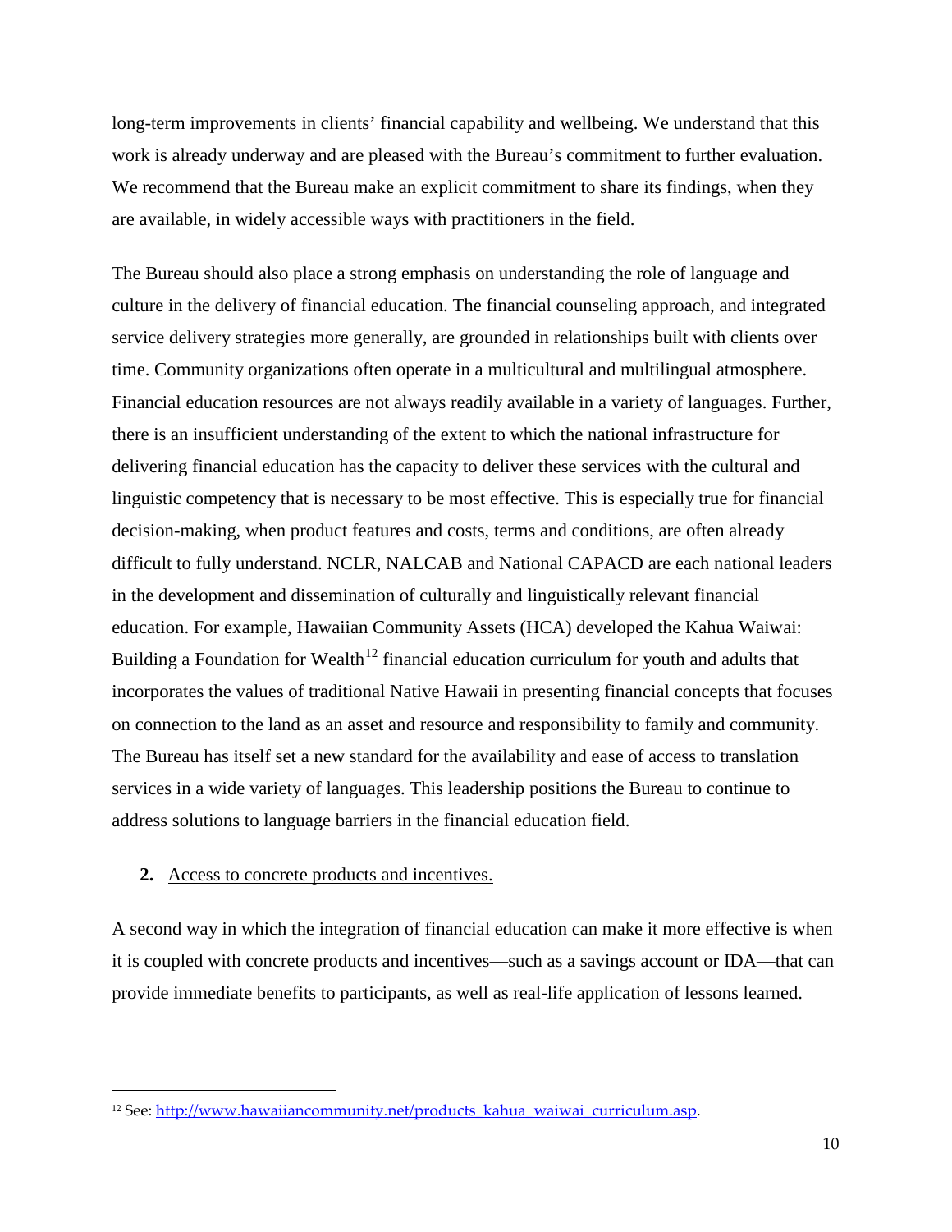long-term improvements in clients' financial capability and wellbeing. We understand that this work is already underway and are pleased with the Bureau's commitment to further evaluation. We recommend that the Bureau make an explicit commitment to share its findings, when they are available, in widely accessible ways with practitioners in the field.

The Bureau should also place a strong emphasis on understanding the role of language and culture in the delivery of financial education. The financial counseling approach, and integrated service delivery strategies more generally, are grounded in relationships built with clients over time. Community organizations often operate in a multicultural and multilingual atmosphere. Financial education resources are not always readily available in a variety of languages. Further, there is an insufficient understanding of the extent to which the national infrastructure for delivering financial education has the capacity to deliver these services with the cultural and linguistic competency that is necessary to be most effective. This is especially true for financial decision-making, when product features and costs, terms and conditions, are often already difficult to fully understand. NCLR, NALCAB and National CAPACD are each national leaders in the development and dissemination of culturally and linguistically relevant financial education. For example, Hawaiian Community Assets (HCA) developed the Kahua Waiwai: Building a Foundation for Wealth[12] financial education curriculum for youth and adults that incorporates the values of traditional Native Hawaii in presenting financial concepts that focuses on connection to the land as an asset and resource and responsibility to family and community. The Bureau has itself set a new standard for the availability and ease of access to translation services in a wide variety of languages. This leadership positions the Bureau to continue to address solutions to language barriers in the financial education field.

**2.** Access to concrete products and incentives.

A second way in which the integration of financial education can make it more effective is when it is coupled with concrete products and incentives—such as a savings account or IDA—that can provide immediate benefits to participants, as well as real-life application of lessons learned.

---

[12] See: http://www.hawaiiancommunity.net/products_kahua_waiwai_curriculum.asp.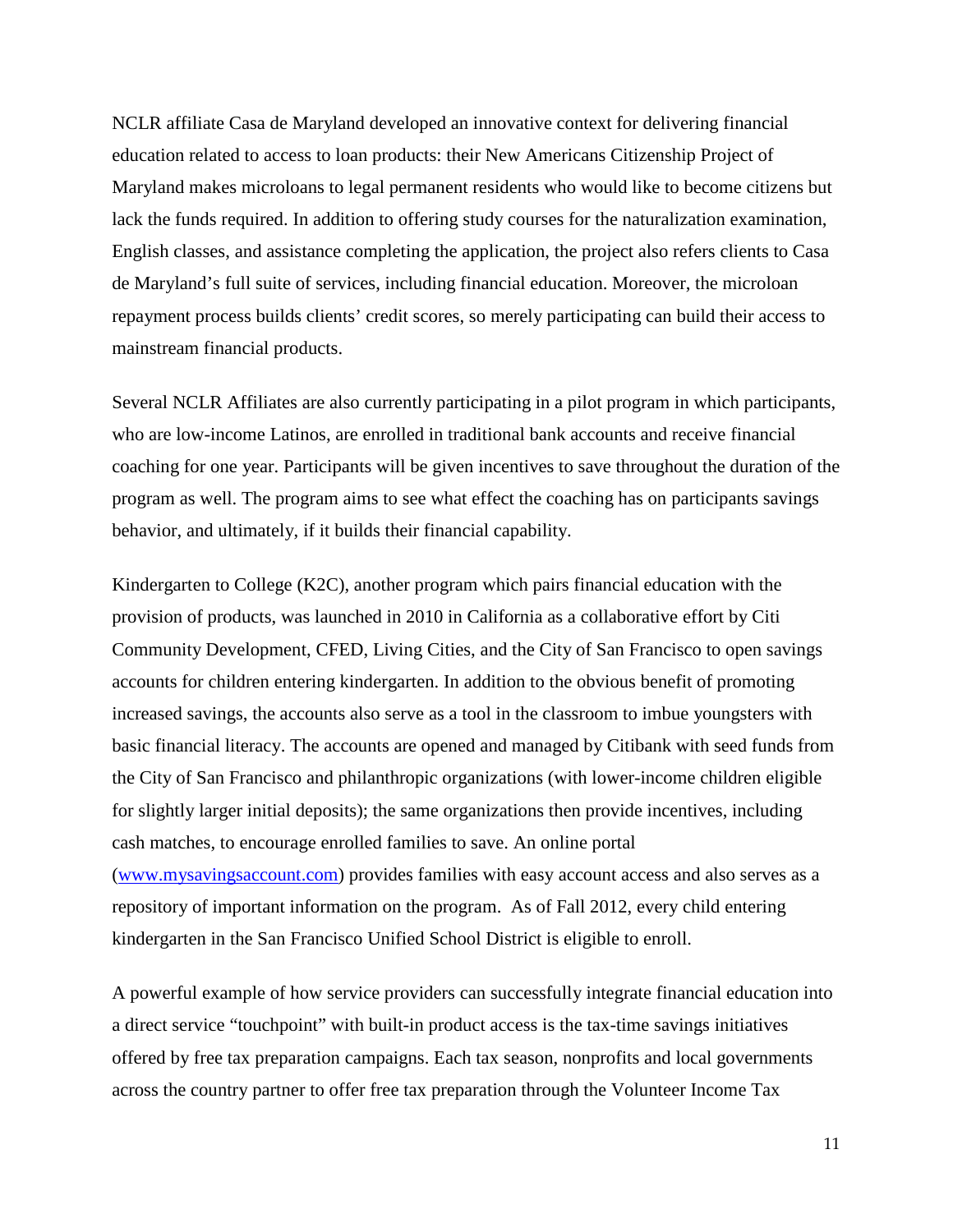NCLR affiliate Casa de Maryland developed an innovative context for delivering financial education related to access to loan products: their New Americans Citizenship Project of Maryland makes microloans to legal permanent residents who would like to become citizens but lack the funds required. In addition to offering study courses for the naturalization examination, English classes, and assistance completing the application, the project also refers clients to Casa de Maryland's full suite of services, including financial education. Moreover, the microloan repayment process builds clients' credit scores, so merely participating can build their access to mainstream financial products.

Several NCLR Affiliates are also currently participating in a pilot program in which participants, who are low-income Latinos, are enrolled in traditional bank accounts and receive financial coaching for one year. Participants will be given incentives to save throughout the duration of the program as well. The program aims to see what effect the coaching has on participants savings behavior, and ultimately, if it builds their financial capability.

Kindergarten to College (K2C), another program which pairs financial education with the provision of products, was launched in 2010 in California as a collaborative effort by Citi Community Development, CFED, Living Cities, and the City of San Francisco to open savings accounts for children entering kindergarten. In addition to the obvious benefit of promoting increased savings, the accounts also serve as a tool in the classroom to imbue youngsters with basic financial literacy. The accounts are opened and managed by Citibank with seed funds from the City of San Francisco and philanthropic organizations (with lower-income children eligible for slightly larger initial deposits); the same organizations then provide incentives, including cash matches, to encourage enrolled families to save. An online portal ([www.mysavingsaccount.com](http://www.mysavingsaccount.com)) provides families with easy account access and also serves as a repository of important information on the program. As of Fall 2012, every child entering kindergarten in the San Francisco Unified School District is eligible to enroll.

A powerful example of how service providers can successfully integrate financial education into a direct service "touchpoint" with built-in product access is the tax-time savings initiatives offered by free tax preparation campaigns. Each tax season, nonprofits and local governments across the country partner to offer free tax preparation through the Volunteer Income Tax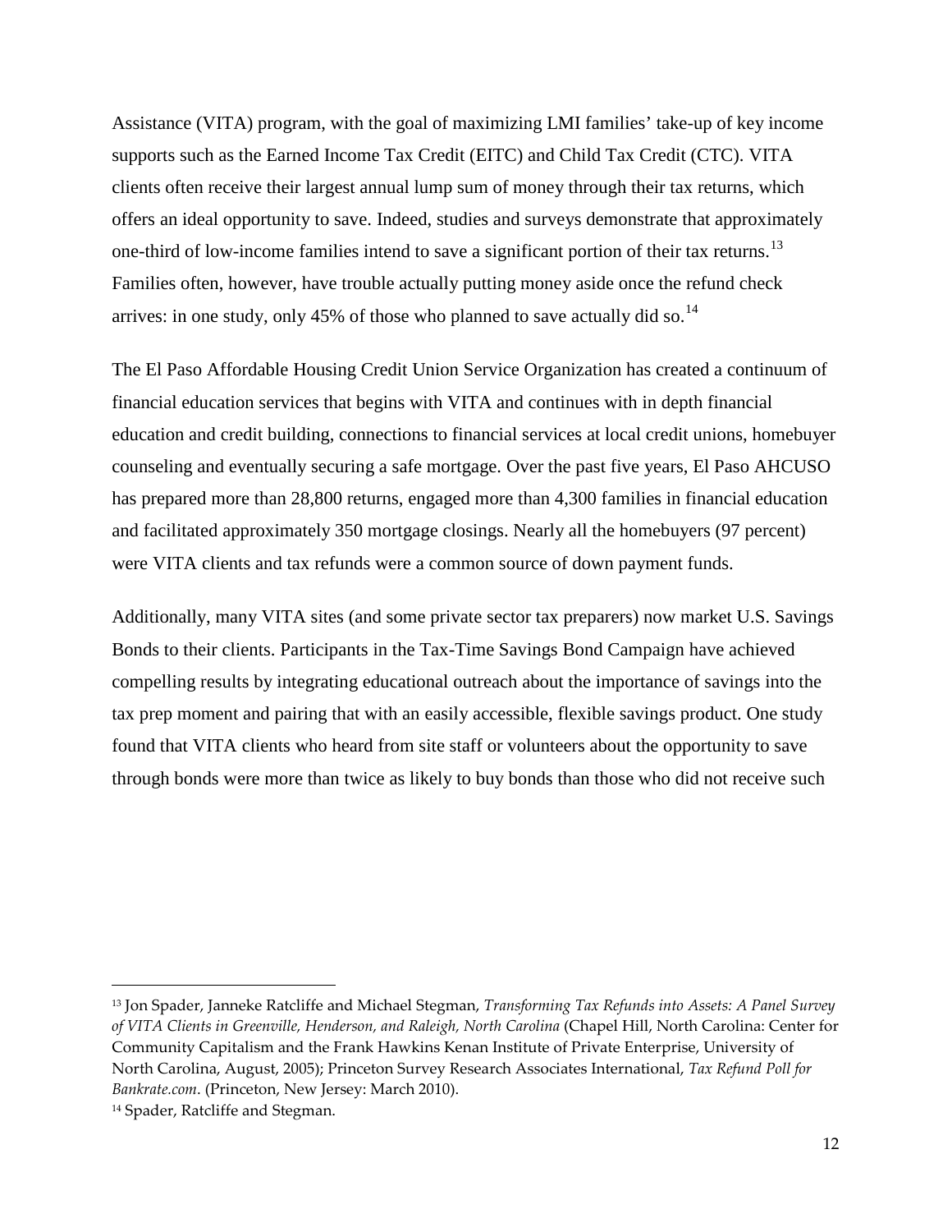Assistance (VITA) program, with the goal of maximizing LMI families' take-up of key income supports such as the Earned Income Tax Credit (EITC) and Child Tax Credit (CTC). VITA clients often receive their largest annual lump sum of money through their tax returns, which offers an ideal opportunity to save. Indeed, studies and surveys demonstrate that approximately one-third of low-income families intend to save a significant portion of their tax returns.[13] Families often, however, have trouble actually putting money aside once the refund check arrives: in one study, only 45% of those who planned to save actually did so.[14]

The El Paso Affordable Housing Credit Union Service Organization has created a continuum of financial education services that begins with VITA and continues with in depth financial education and credit building, connections to financial services at local credit unions, homebuyer counseling and eventually securing a safe mortgage. Over the past five years, El Paso AHCUSO has prepared more than 28,800 returns, engaged more than 4,300 families in financial education and facilitated approximately 350 mortgage closings. Nearly all the homebuyers (97 percent) were VITA clients and tax refunds were a common source of down payment funds.

Additionally, many VITA sites (and some private sector tax preparers) now market U.S. Savings Bonds to their clients. Participants in the Tax-Time Savings Bond Campaign have achieved compelling results by integrating educational outreach about the importance of savings into the tax prep moment and pairing that with an easily accessible, flexible savings product. One study found that VITA clients who heard from site staff or volunteers about the opportunity to save through bonds were more than twice as likely to buy bonds than those who did not receive such

---

[13] Jon Spader, Janneke Ratcliffe and Michael Stegman, *Transforming Tax Refunds into Assets: A Panel Survey of VITA Clients in Greenville, Henderson, and Raleigh, North Carolina* (Chapel Hill, North Carolina: Center for Community Capitalism and the Frank Hawkins Kenan Institute of Private Enterprise, University of North Carolina, August, 2005); Princeton Survey Research Associates International, *Tax Refund Poll for Bankrate.com*. (Princeton, New Jersey: March 2010).

[14] Spader, Ratcliffe and Stegman.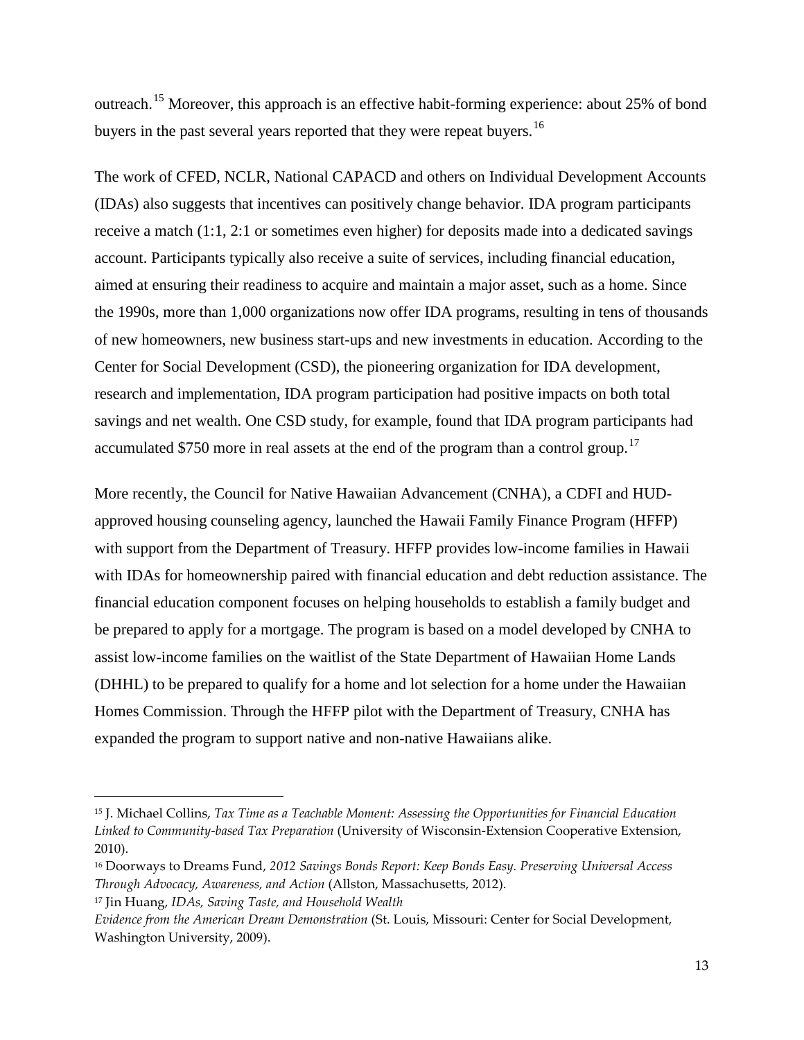outreach.[15] Moreover, this approach is an effective habit-forming experience: about 25% of bond buyers in the past several years reported that they were repeat buyers.[16]

The work of CFED, NCLR, National CAPACD and others on Individual Development Accounts (IDAs) also suggests that incentives can positively change behavior. IDA program participants receive a match (1:1, 2:1 or sometimes even higher) for deposits made into a dedicated savings account. Participants typically also receive a suite of services, including financial education, aimed at ensuring their readiness to acquire and maintain a major asset, such as a home. Since the 1990s, more than 1,000 organizations now offer IDA programs, resulting in tens of thousands of new homeowners, new business start-ups and new investments in education. According to the Center for Social Development (CSD), the pioneering organization for IDA development, research and implementation, IDA program participation had positive impacts on both total savings and net wealth. One CSD study, for example, found that IDA program participants had accumulated $750 more in real assets at the end of the program than a control group.[17]

More recently, the Council for Native Hawaiian Advancement (CNHA), a CDFI and HUD-approved housing counseling agency, launched the Hawaii Family Finance Program (HFFP) with support from the Department of Treasury. HFFP provides low-income families in Hawaii with IDAs for homeownership paired with financial education and debt reduction assistance. The financial education component focuses on helping households to establish a family budget and be prepared to apply for a mortgage. The program is based on a model developed by CNHA to assist low-income families on the waitlist of the State Department of Hawaiian Home Lands (DHHL) to be prepared to qualify for a home and lot selection for a home under the Hawaiian Homes Commission. Through the HFFP pilot with the Department of Treasury, CNHA has expanded the program to support native and non-native Hawaiians alike.

---

[15] J. Michael Collins, *Tax Time as a Teachable Moment: Assessing the Opportunities for Financial Education Linked to Community-based Tax Preparation* (University of Wisconsin-Extension Cooperative Extension, 2010).

[16] Doorways to Dreams Fund, *2012 Savings Bonds Report: Keep Bonds Easy. Preserving Universal Access Through Advocacy, Awareness, and Action* (Allston, Massachusetts, 2012).

[17] Jin Huang, *IDAs, Saving Taste, and Household Wealth Evidence from the American Dream Demonstration* (St. Louis, Missouri: Center for Social Development, Washington University, 2009).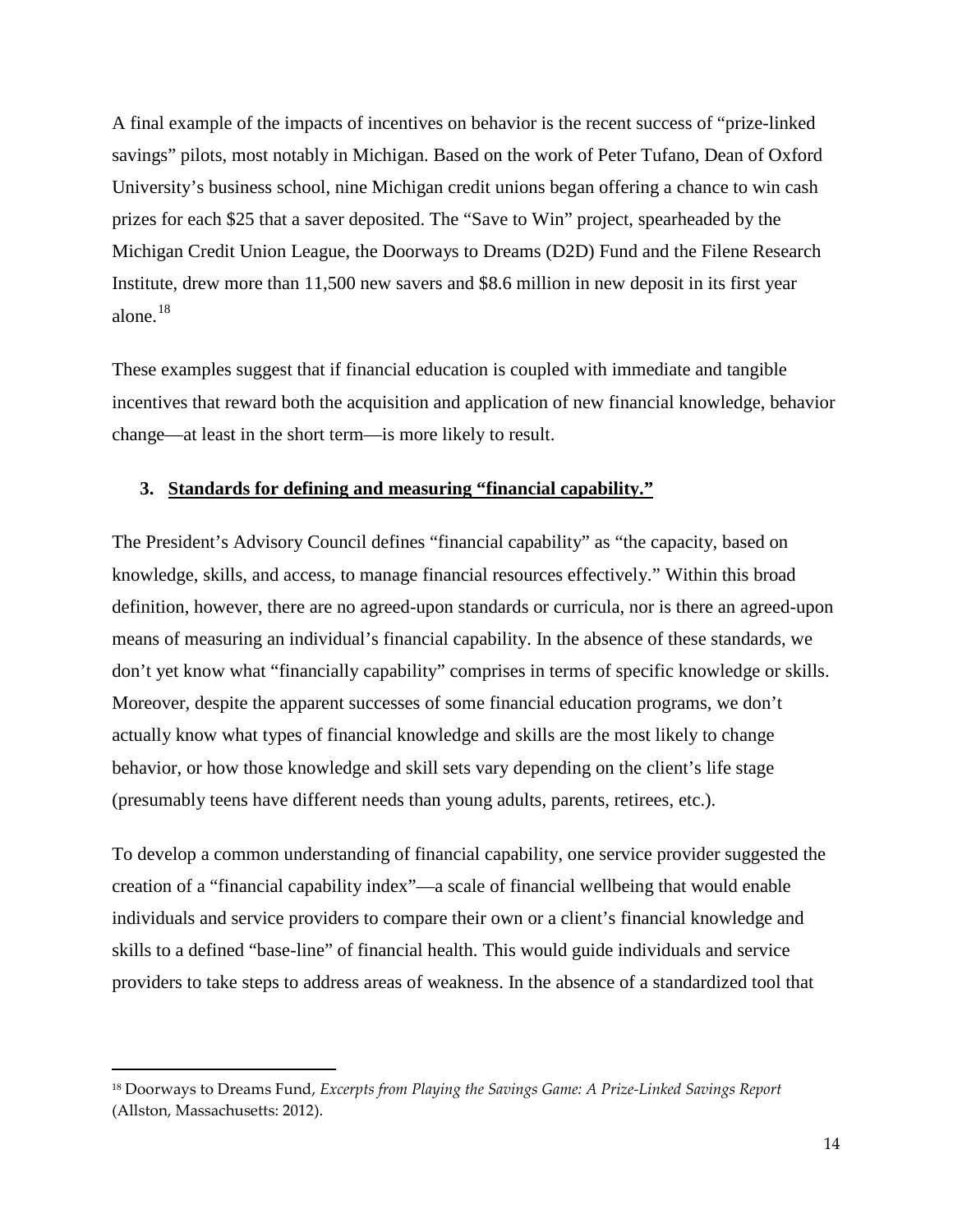A final example of the impacts of incentives on behavior is the recent success of "prize-linked savings" pilots, most notably in Michigan. Based on the work of Peter Tufano, Dean of Oxford University's business school, nine Michigan credit unions began offering a chance to win cash prizes for each $25 that a saver deposited. The "Save to Win" project, spearheaded by the Michigan Credit Union League, the Doorways to Dreams (D2D) Fund and the Filene Research Institute, drew more than 11,500 new savers and $8.6 million in new deposit in its first year alone.[18]

These examples suggest that if financial education is coupled with immediate and tangible incentives that reward both the acquisition and application of new financial knowledge, behavior change—at least in the short term—is more likely to result.

### 3. Standards for defining and measuring "financial capability."

The President's Advisory Council defines "financial capability" as "the capacity, based on knowledge, skills, and access, to manage financial resources effectively." Within this broad definition, however, there are no agreed-upon standards or curricula, nor is there an agreed-upon means of measuring an individual's financial capability. In the absence of these standards, we don't yet know what "financially capability" comprises in terms of specific knowledge or skills. Moreover, despite the apparent successes of some financial education programs, we don't actually know what types of financial knowledge and skills are the most likely to change behavior, or how those knowledge and skill sets vary depending on the client's life stage (presumably teens have different needs than young adults, parents, retirees, etc.).

To develop a common understanding of financial capability, one service provider suggested the creation of a "financial capability index"—a scale of financial wellbeing that would enable individuals and service providers to compare their own or a client's financial knowledge and skills to a defined "base-line" of financial health. This would guide individuals and service providers to take steps to address areas of weakness. In the absence of a standardized tool that

---

[18] Doorways to Dreams Fund, *Excerpts from Playing the Savings Game: A Prize-Linked Savings Report* (Allston, Massachusetts: 2012).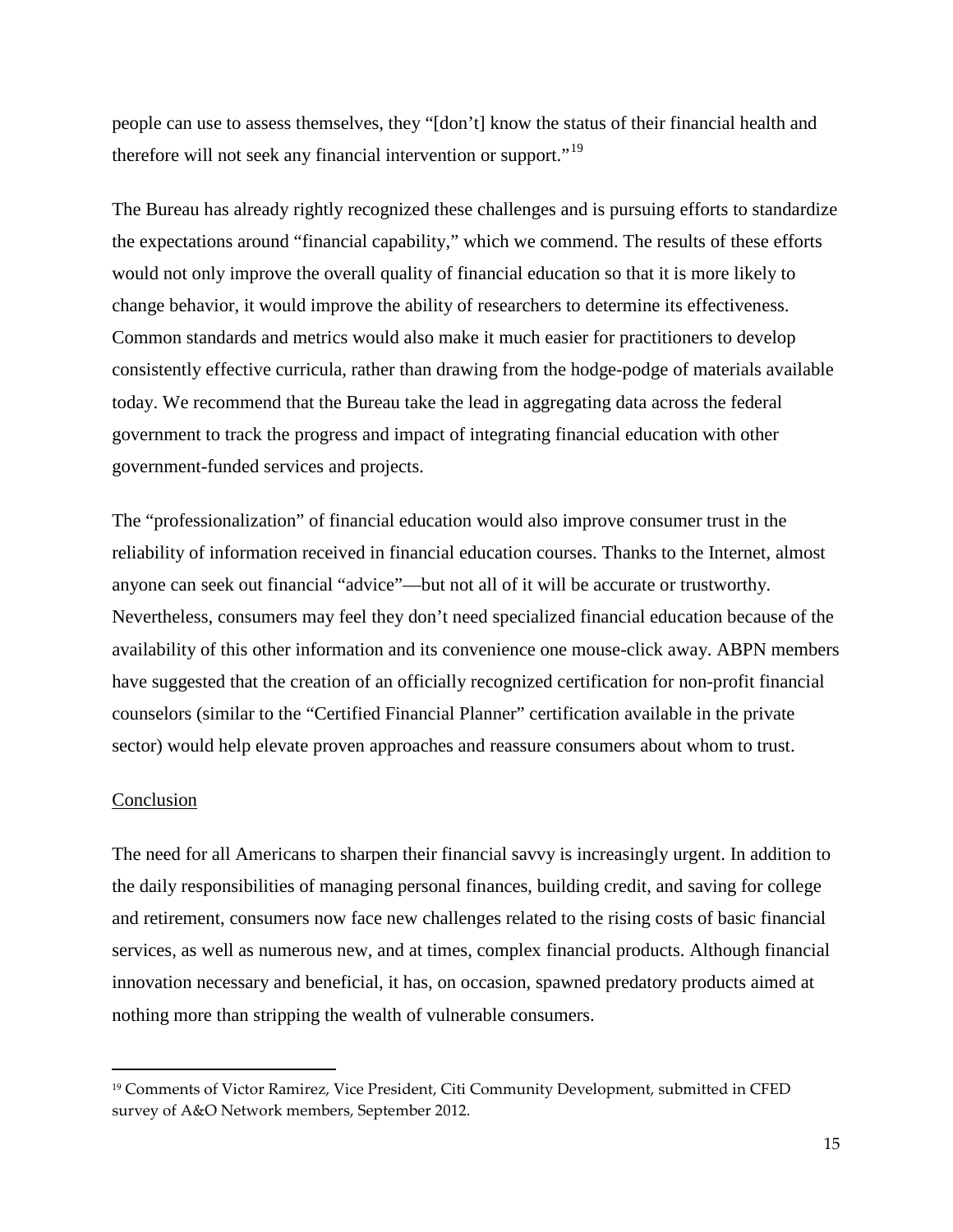people can use to assess themselves, they "[don't] know the status of their financial health and therefore will not seek any financial intervention or support."[19]

The Bureau has already rightly recognized these challenges and is pursuing efforts to standardize the expectations around "financial capability," which we commend. The results of these efforts would not only improve the overall quality of financial education so that it is more likely to change behavior, it would improve the ability of researchers to determine its effectiveness. Common standards and metrics would also make it much easier for practitioners to develop consistently effective curricula, rather than drawing from the hodge-podge of materials available today. We recommend that the Bureau take the lead in aggregating data across the federal government to track the progress and impact of integrating financial education with other government-funded services and projects.

The "professionalization" of financial education would also improve consumer trust in the reliability of information received in financial education courses. Thanks to the Internet, almost anyone can seek out financial "advice"—but not all of it will be accurate or trustworthy. Nevertheless, consumers may feel they don't need specialized financial education because of the availability of this other information and its convenience one mouse-click away. ABPN members have suggested that the creation of an officially recognized certification for non-profit financial counselors (similar to the "Certified Financial Planner" certification available in the private sector) would help elevate proven approaches and reassure consumers about whom to trust.

<u>Conclusion</u>

The need for all Americans to sharpen their financial savvy is increasingly urgent. In addition to the daily responsibilities of managing personal finances, building credit, and saving for college and retirement, consumers now face new challenges related to the rising costs of basic financial services, as well as numerous new, and at times, complex financial products. Although financial innovation necessary and beneficial, it has, on occasion, spawned predatory products aimed at nothing more than stripping the wealth of vulnerable consumers.

---

[19] Comments of Victor Ramirez, Vice President, Citi Community Development, submitted in CFED survey of A&O Network members, September 2012.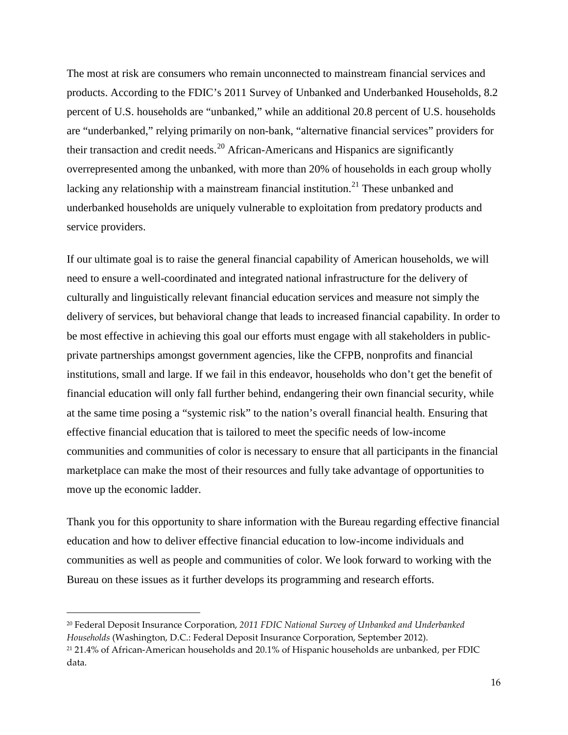The most at risk are consumers who remain unconnected to mainstream financial services and products. According to the FDIC's 2011 Survey of Unbanked and Underbanked Households, 8.2 percent of U.S. households are "unbanked," while an additional 20.8 percent of U.S. households are "underbanked," relying primarily on non-bank, "alternative financial services" providers for their transaction and credit needs.[20] African-Americans and Hispanics are significantly overrepresented among the unbanked, with more than 20% of households in each group wholly lacking any relationship with a mainstream financial institution.[21] These unbanked and underbanked households are uniquely vulnerable to exploitation from predatory products and service providers.

If our ultimate goal is to raise the general financial capability of American households, we will need to ensure a well-coordinated and integrated national infrastructure for the delivery of culturally and linguistically relevant financial education services and measure not simply the delivery of services, but behavioral change that leads to increased financial capability. In order to be most effective in achieving this goal our efforts must engage with all stakeholders in public-private partnerships amongst government agencies, like the CFPB, nonprofits and financial institutions, small and large. If we fail in this endeavor, households who don't get the benefit of financial education will only fall further behind, endangering their own financial security, while at the same time posing a "systemic risk" to the nation's overall financial health. Ensuring that effective financial education that is tailored to meet the specific needs of low-income communities and communities of color is necessary to ensure that all participants in the financial marketplace can make the most of their resources and fully take advantage of opportunities to move up the economic ladder.

Thank you for this opportunity to share information with the Bureau regarding effective financial education and how to deliver effective financial education to low-income individuals and communities as well as people and communities of color. We look forward to working with the Bureau on these issues as it further develops its programming and research efforts.

---

[20] Federal Deposit Insurance Corporation, *2011 FDIC National Survey of Unbanked and Underbanked Households* (Washington, D.C.: Federal Deposit Insurance Corporation, September 2012).

[21] 21.4% of African-American households and 20.1% of Hispanic households are unbanked, per FDIC data.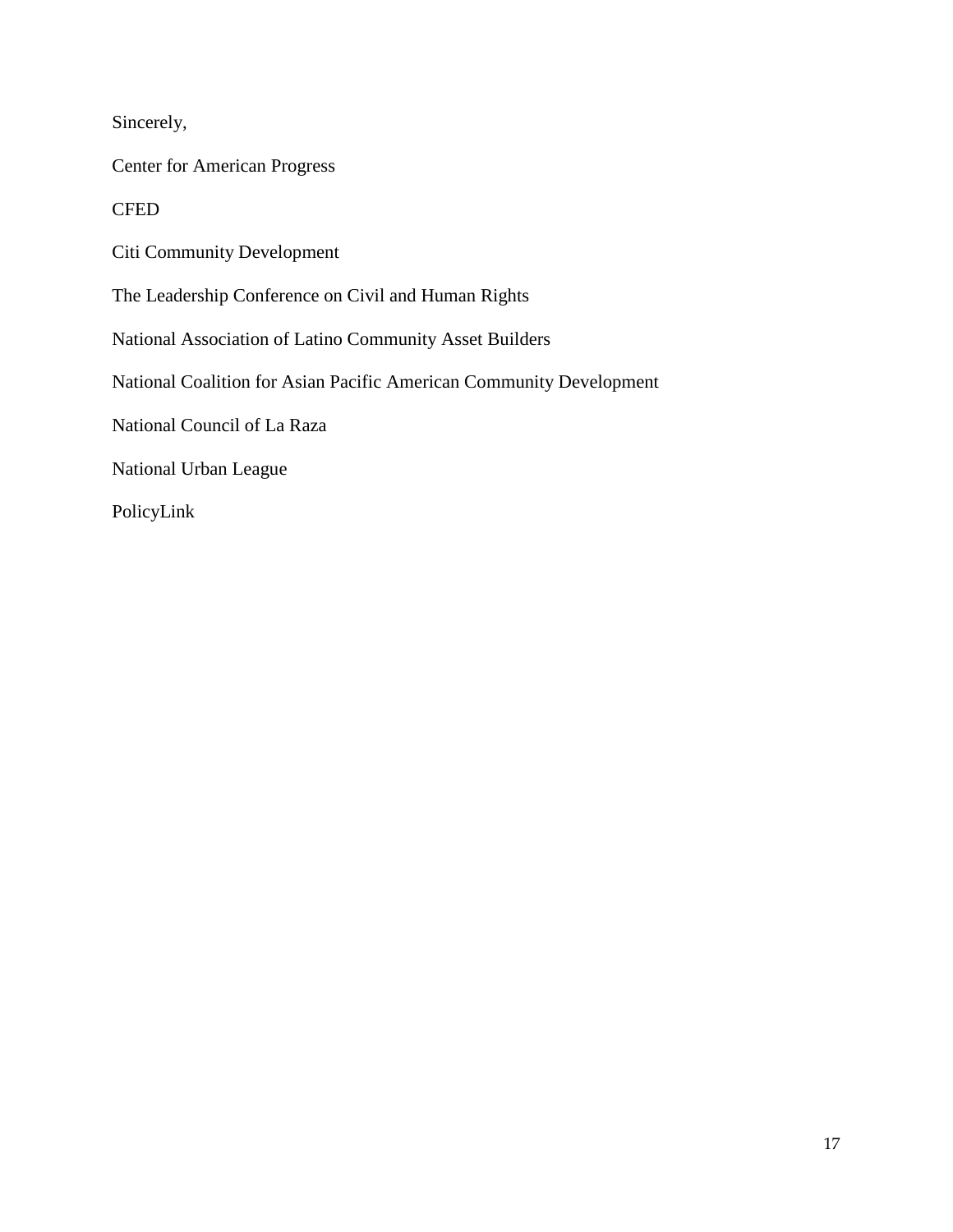Sincerely,

Center for American Progress

CFED

Citi Community Development

The Leadership Conference on Civil and Human Rights

National Association of Latino Community Asset Builders

National Coalition for Asian Pacific American Community Development

National Council of La Raza

National Urban League

PolicyLink